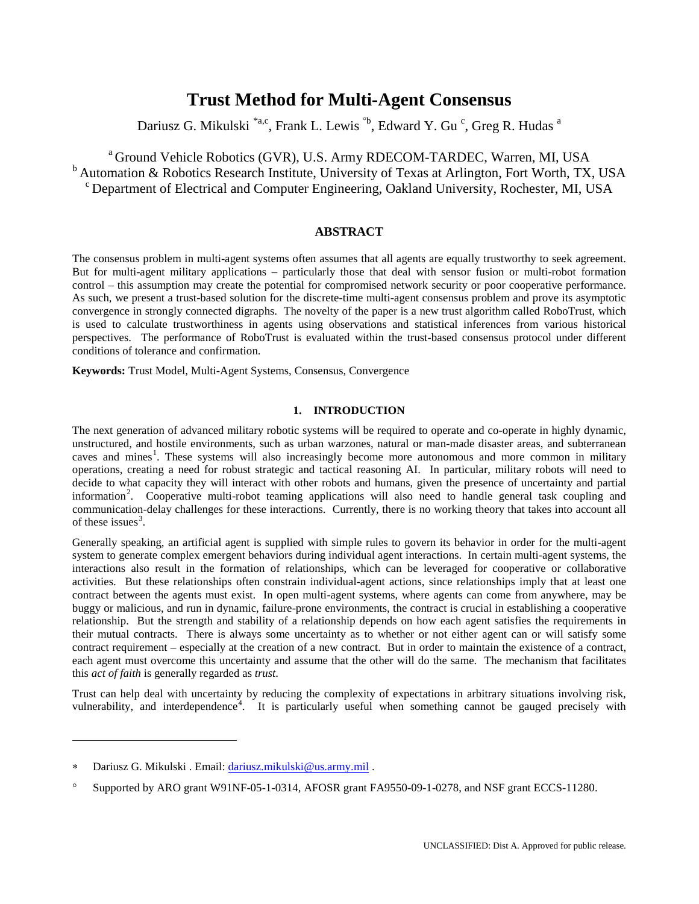# Trust Method for Multi-Agent Consensus

Dariusz G. Mikulski [*a,c], Frank L. Lewis [°b], Edward Y. Gu [c], Greg R. Hudas [a]

[a] Ground Vehicle Robotics (GVR), U.S. Army RDECOM-TARDEC, Warren, MI, USA
[b] Automation & Robotics Research Institute, University of Texas at Arlington, Fort Worth, TX, USA
[c] Department of Electrical and Computer Engineering, Oakland University, Rochester, MI, USA

## ABSTRACT

The consensus problem in multi-agent systems often assumes that all agents are equally trustworthy to seek agreement. But for multi-agent military applications – particularly those that deal with sensor fusion or multi-robot formation control – this assumption may create the potential for compromised network security or poor cooperative performance. As such, we present a trust-based solution for the discrete-time multi-agent consensus problem and prove its asymptotic convergence in strongly connected digraphs. The novelty of the paper is a new trust algorithm called RoboTrust, which is used to calculate trustworthiness in agents using observations and statistical inferences from various historical perspectives. The performance of RoboTrust is evaluated within the trust-based consensus protocol under different conditions of tolerance and confirmation.

**Keywords:** Trust Model, Multi-Agent Systems, Consensus, Convergence

## 1. INTRODUCTION

The next generation of advanced military robotic systems will be required to operate and co-operate in highly dynamic, unstructured, and hostile environments, such as urban warzones, natural or man-made disaster areas, and subterranean caves and mines[1]. These systems will also increasingly become more autonomous and more common in military operations, creating a need for robust strategic and tactical reasoning AI. In particular, military robots will need to decide to what capacity they will interact with other robots and humans, given the presence of uncertainty and partial information[2]. Cooperative multi-robot teaming applications will also need to handle general task coupling and communication-delay challenges for these interactions. Currently, there is no working theory that takes into account all of these issues[3].

Generally speaking, an artificial agent is supplied with simple rules to govern its behavior in order for the multi-agent system to generate complex emergent behaviors during individual agent interactions. In certain multi-agent systems, the interactions also result in the formation of relationships, which can be leveraged for cooperative or collaborative activities. But these relationships often constrain individual-agent actions, since relationships imply that at least one contract between the agents must exist. In open multi-agent systems, where agents can come from anywhere, may be buggy or malicious, and run in dynamic, failure-prone environments, the contract is crucial in establishing a cooperative relationship. But the strength and stability of a relationship depends on how each agent satisfies the requirements in their mutual contracts. There is always some uncertainty as to whether or not either agent can or will satisfy some contract requirement – especially at the creation of a new contract. But in order to maintain the existence of a contract, each agent must overcome this uncertainty and assume that the other will do the same. The mechanism that facilitates this *act of faith* is generally regarded as *trust*.

Trust can help deal with uncertainty by reducing the complexity of expectations in arbitrary situations involving risk, vulnerability, and interdependence[4]. It is particularly useful when something cannot be gauged precisely with

---

* Dariusz G. Mikulski . Email: dariusz.mikulski@us.army.mil .

° Supported by ARO grant W91NF-05-1-0314, AFOSR grant FA9550-09-1-0278, and NSF grant ECCS-11280.

UNCLASSIFIED: Dist A. Approved for public release.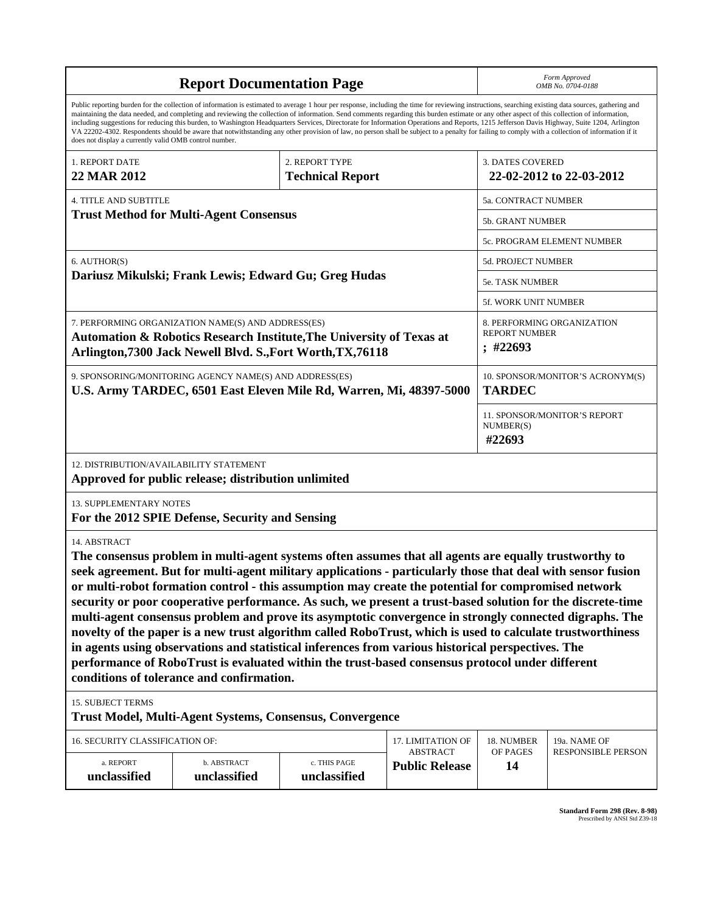# Report Documentation Page

*Form Approved*
*OMB No. 0704-0188*

Public reporting burden for the collection of information is estimated to average 1 hour per response, including the time for reviewing instructions, searching existing data sources, gathering and maintaining the data needed, and completing and reviewing the collection of information. Send comments regarding this burden estimate or any other aspect of this collection of information, including suggestions for reducing this burden, to Washington Headquarters Services, Directorate for Information Operations and Reports, 1215 Jefferson Davis Highway, Suite 1204, Arlington VA 22202-4302. Respondents should be aware that notwithstanding any other provision of law, no person shall be subject to a penalty for failing to comply with a collection of information if it does not display a currently valid OMB control number.

| 1. REPORT DATE | 2. REPORT TYPE | 3. DATES COVERED |
|---|---|---|
| **22 MAR 2012** | **Technical Report** | **22-02-2012 to 22-03-2012** |

**4. TITLE AND SUBTITLE**
**Trust Method for Multi-Agent Consensus**

5a. CONTRACT NUMBER

5b. GRANT NUMBER

5c. PROGRAM ELEMENT NUMBER

**6. AUTHOR(S)**
**Dariusz Mikulski; Frank Lewis; Edward Gu; Greg Hudas**

5d. PROJECT NUMBER

5e. TASK NUMBER

5f. WORK UNIT NUMBER

**7. PERFORMING ORGANIZATION NAME(S) AND ADDRESS(ES)**
**Automation & Robotics Research Institute,The University of Texas at Arlington,7300 Jack Newell Blvd. S.,Fort Worth,TX,76118**

**8. PERFORMING ORGANIZATION REPORT NUMBER**
**; #22693**

**9. SPONSORING/MONITORING AGENCY NAME(S) AND ADDRESS(ES)**
**U.S. Army TARDEC, 6501 East Eleven Mile Rd, Warren, Mi, 48397-5000**

**10. SPONSOR/MONITOR'S ACRONYM(S)**
**TARDEC**

**11. SPONSOR/MONITOR'S REPORT NUMBER(S)**
**#22693**

**12. DISTRIBUTION/AVAILABILITY STATEMENT**
**Approved for public release; distribution unlimited**

**13. SUPPLEMENTARY NOTES**
**For the 2012 SPIE Defense, Security and Sensing**

**14. ABSTRACT**
**The consensus problem in multi-agent systems often assumes that all agents are equally trustworthy to seek agreement. But for multi-agent military applications - particularly those that deal with sensor fusion or multi-robot formation control - this assumption may create the potential for compromised network security or poor cooperative performance. As such, we present a trust-based solution for the discrete-time multi-agent consensus problem and prove its asymptotic convergence in strongly connected digraphs. The novelty of the paper is a new trust algorithm called RoboTrust, which is used to calculate trustworthiness in agents using observations and statistical inferences from various historical perspectives. The performance of RoboTrust is evaluated within the trust-based consensus protocol under different conditions of tolerance and confirmation.**

**15. SUBJECT TERMS**
**Trust Model, Multi-Agent Systems, Consensus, Convergence**

| 16. SECURITY CLASSIFICATION OF: | | | 17. LIMITATION OF ABSTRACT | 18. NUMBER OF PAGES | 19a. NAME OF RESPONSIBLE PERSON |
|---|---|---|---|---|---|
| a. REPORT | b. ABSTRACT | c. THIS PAGE | | | |
| **unclassified** | **unclassified** | **unclassified** | **Public Release** | **14** | |

**Standard Form 298 (Rev. 8-98)**
Prescribed by ANSI Std Z39-18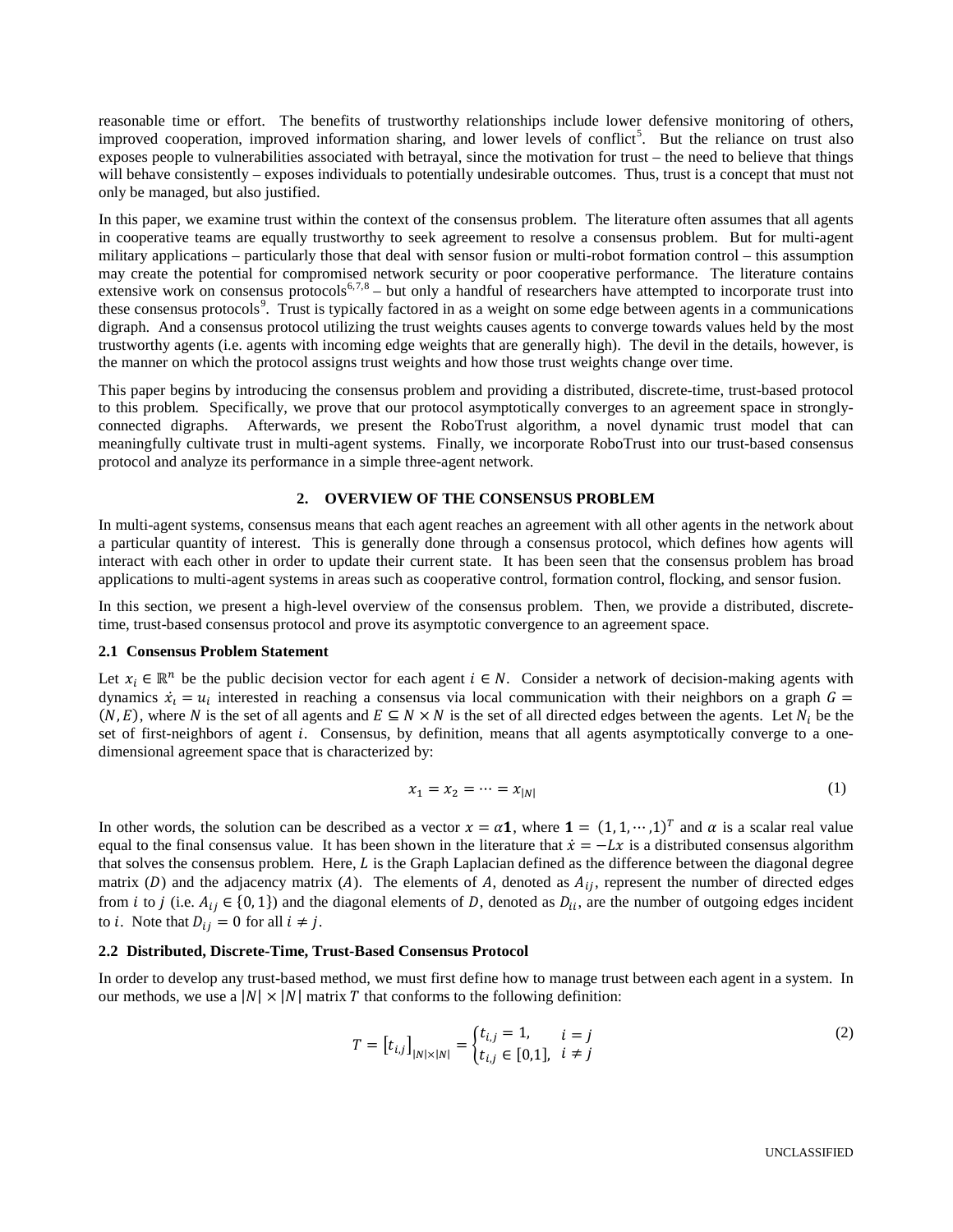reasonable time or effort. The benefits of trustworthy relationships include lower defensive monitoring of others, improved cooperation, improved information sharing, and lower levels of conflict[5]. But the reliance on trust also exposes people to vulnerabilities associated with betrayal, since the motivation for trust – the need to believe that things will behave consistently – exposes individuals to potentially undesirable outcomes. Thus, trust is a concept that must not only be managed, but also justified.

In this paper, we examine trust within the context of the consensus problem. The literature often assumes that all agents in cooperative teams are equally trustworthy to seek agreement to resolve a consensus problem. But for multi-agent military applications – particularly those that deal with sensor fusion or multi-robot formation control – this assumption may create the potential for compromised network security or poor cooperative performance. The literature contains extensive work on consensus protocols[6,7,8] – but only a handful of researchers have attempted to incorporate trust into these consensus protocols[9]. Trust is typically factored in as a weight on some edge between agents in a communications digraph. And a consensus protocol utilizing the trust weights causes agents to converge towards values held by the most trustworthy agents (i.e. agents with incoming edge weights that are generally high). The devil in the details, however, is the manner on which the protocol assigns trust weights and how those trust weights change over time.

This paper begins by introducing the consensus problem and providing a distributed, discrete-time, trust-based protocol to this problem. Specifically, we prove that our protocol asymptotically converges to an agreement space in strongly-connected digraphs. Afterwards, we present the RoboTrust algorithm, a novel dynamic trust model that can meaningfully cultivate trust in multi-agent systems. Finally, we incorporate RoboTrust into our trust-based consensus protocol and analyze its performance in a simple three-agent network.

## 2. OVERVIEW OF THE CONSENSUS PROBLEM

In multi-agent systems, consensus means that each agent reaches an agreement with all other agents in the network about a particular quantity of interest. This is generally done through a consensus protocol, which defines how agents will interact with each other in order to update their current state. It has been seen that the consensus problem has broad applications to multi-agent systems in areas such as cooperative control, formation control, flocking, and sensor fusion.

In this section, we present a high-level overview of the consensus problem. Then, we provide a distributed, discrete-time, trust-based consensus protocol and prove its asymptotic convergence to an agreement space.

### 2.1 Consensus Problem Statement

Let $x_i \in \mathbb{R}^n$ be the public decision vector for each agent $i \in N$. Consider a network of decision-making agents with dynamics $\dot{x}_i = u_i$ interested in reaching a consensus via local communication with their neighbors on a graph $G = (N, E)$, where $N$ is the set of all agents and $E \subseteq N \times N$ is the set of all directed edges between the agents. Let $N_i$ be the set of first-neighbors of agent $i$. Consensus, by definition, means that all agents asymptotically converge to a one-dimensional agreement space that is characterized by:

$$x_1 = x_2 = \cdots = x_{|N|} \tag{1}$$

In other words, the solution can be described as a vector $x = \alpha\mathbf{1}$, where $\mathbf{1} = (1, 1, \cdots, 1)^T$ and $\alpha$ is a scalar real value equal to the final consensus value. It has been shown in the literature that $\dot{x} = -Lx$ is a distributed consensus algorithm that solves the consensus problem. Here, $L$ is the Graph Laplacian defined as the difference between the diagonal degree matrix ($D$) and the adjacency matrix ($A$). The elements of $A$, denoted as $A_{ij}$, represent the number of directed edges from $i$ to $j$ (i.e. $A_{ij} \in \{0, 1\}$) and the diagonal elements of $D$, denoted as $D_{ii}$, are the number of outgoing edges incident to $i$. Note that $D_{ij} = 0$ for all $i \neq j$.

### 2.2 Distributed, Discrete-Time, Trust-Based Consensus Protocol

In order to develop any trust-based method, we must first define how to manage trust between each agent in a system. In our methods, we use a $|N| \times |N|$ matrix $T$ that conforms to the following definition:

$$T = \left[t_{i,j}\right]_{|N|\times|N|} = \begin{cases} t_{i,j} = 1, & i = j \\ t_{i,j} \in [0,1], & i \neq j \end{cases} \tag{2}$$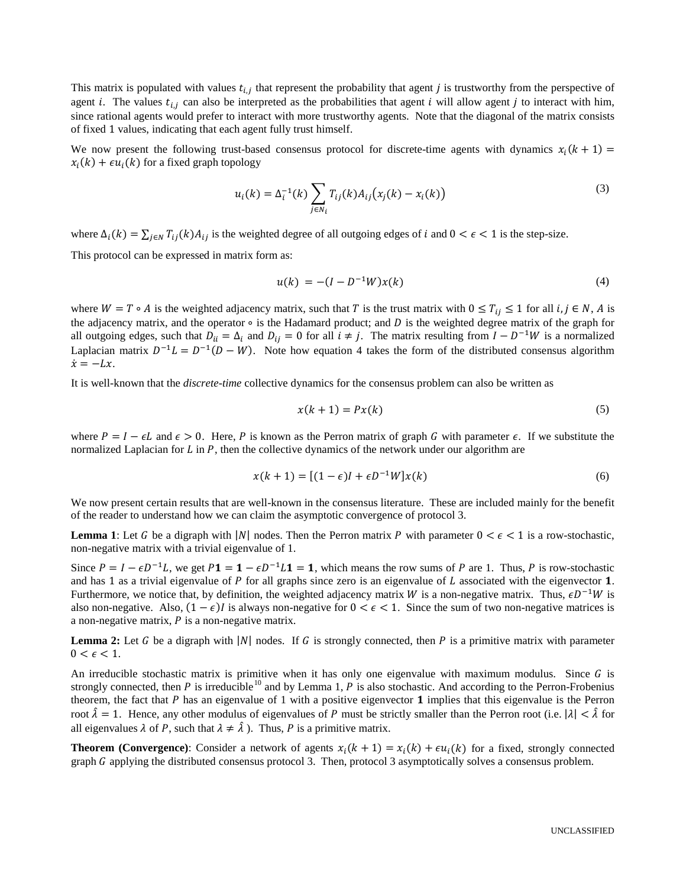This matrix is populated with values $t_{i,j}$ that represent the probability that agent $j$ is trustworthy from the perspective of agent $i$. The values $t_{i,j}$ can also be interpreted as the probabilities that agent $i$ will allow agent $j$ to interact with him, since rational agents would prefer to interact with more trustworthy agents. Note that the diagonal of the matrix consists of fixed 1 values, indicating that each agent fully trust himself.

We now present the following trust-based consensus protocol for discrete-time agents with dynamics $x_i(k+1) = x_i(k) + \epsilon u_i(k)$ for a fixed graph topology

$$u_i(k) = \Delta_i^{-1}(k) \sum_{j \in N_i} T_{ij}(k) A_{ij} \big(x_j(k) - x_i(k)\big) \tag{3}$$

where $\Delta_i(k) = \sum_{j \in N} T_{ij}(k) A_{ij}$ is the weighted degree of all outgoing edges of $i$ and $0 < \epsilon < 1$ is the step-size.

This protocol can be expressed in matrix form as:

$$u(k) = -(I - D^{-1}W)x(k) \tag{4}$$

where $W = T \circ A$ is the weighted adjacency matrix, such that $T$ is the trust matrix with $0 \le T_{ij} \le 1$ for all $i, j \in N$, $A$ is the adjacency matrix, and the operator $\circ$ is the Hadamard product; and $D$ is the weighted degree matrix of the graph for all outgoing edges, such that $D_{ii} = \Delta_i$ and $D_{ij} = 0$ for all $i \neq j$. The matrix resulting from $I - D^{-1}W$ is a normalized Laplacian matrix $D^{-1}L = D^{-1}(D - W)$. Note how equation 4 takes the form of the distributed consensus algorithm $\dot{x} = -Lx$.

It is well-known that the *discrete-time* collective dynamics for the consensus problem can also be written as

$$x(k+1) = Px(k) \tag{5}$$

where $P = I - \epsilon L$ and $\epsilon > 0$. Here, $P$ is known as the Perron matrix of graph $G$ with parameter $\epsilon$. If we substitute the normalized Laplacian for $L$ in $P$, then the collective dynamics of the network under our algorithm are

$$x(k+1) = [(1-\epsilon)I + \epsilon D^{-1}W]x(k) \tag{6}$$

We now present certain results that are well-known in the consensus literature. These are included mainly for the benefit of the reader to understand how we can claim the asymptotic convergence of protocol 3.

**Lemma 1**: Let $G$ be a digraph with $|N|$ nodes. Then the Perron matrix $P$ with parameter $0 < \epsilon < 1$ is a row-stochastic, non-negative matrix with a trivial eigenvalue of 1.

Since $P = I - \epsilon D^{-1}L$, we get $P\mathbf{1} = \mathbf{1} - \epsilon D^{-1}L\mathbf{1} = \mathbf{1}$, which means the row sums of $P$ are 1. Thus, $P$ is row-stochastic and has 1 as a trivial eigenvalue of $P$ for all graphs since zero is an eigenvalue of $L$ associated with the eigenvector $\mathbf{1}$. Furthermore, we notice that, by definition, the weighted adjacency matrix $W$ is a non-negative matrix. Thus, $\epsilon D^{-1}W$ is also non-negative. Also, $(1-\epsilon)I$ is always non-negative for $0 < \epsilon < 1$. Since the sum of two non-negative matrices is a non-negative matrix, $P$ is a non-negative matrix.

**Lemma 2:** Let $G$ be a digraph with $|N|$ nodes. If $G$ is strongly connected, then $P$ is a primitive matrix with parameter $0 < \epsilon < 1$.

An irreducible stochastic matrix is primitive when it has only one eigenvalue with maximum modulus. Since $G$ is strongly connected, then $P$ is irreducible[10] and by Lemma 1, $P$ is also stochastic. And according to the Perron-Frobenius theorem, the fact that $P$ has an eigenvalue of 1 with a positive eigenvector $\mathbf{1}$ implies that this eigenvalue is the Perron root $\hat{\lambda} = 1$. Hence, any other modulus of eigenvalues of $P$ must be strictly smaller than the Perron root (i.e. $|\lambda| < \hat{\lambda}$ for all eigenvalues $\lambda$ of $P$, such that $\lambda \neq \hat{\lambda}$). Thus, $P$ is a primitive matrix.

**Theorem (Convergence)**: Consider a network of agents $x_i(k+1) = x_i(k) + \epsilon u_i(k)$ for a fixed, strongly connected graph $G$ applying the distributed consensus protocol 3. Then, protocol 3 asymptotically solves a consensus problem.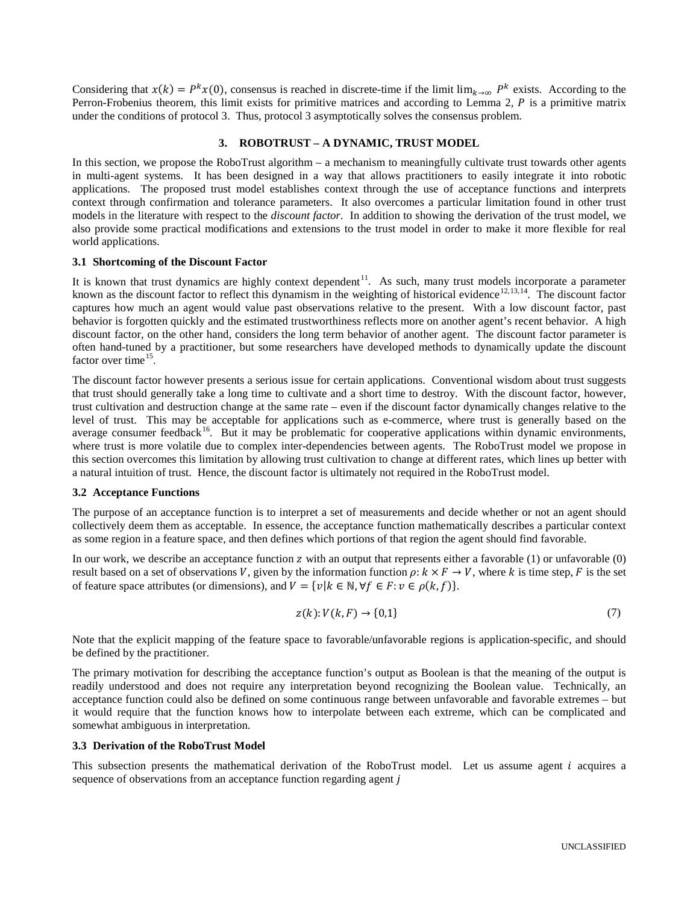Considering that $x(k) = P^k x(0)$, consensus is reached in discrete-time if the limit $\lim_{k\to\infty} P^k$ exists. According to the Perron-Frobenius theorem, this limit exists for primitive matrices and according to Lemma 2, $P$ is a primitive matrix under the conditions of protocol 3. Thus, protocol 3 asymptotically solves the consensus problem.

## 3. ROBOTRUST – A DYNAMIC, TRUST MODEL

In this section, we propose the RoboTrust algorithm – a mechanism to meaningfully cultivate trust towards other agents in multi-agent systems. It has been designed in a way that allows practitioners to easily integrate it into robotic applications. The proposed trust model establishes context through the use of acceptance functions and interprets context through confirmation and tolerance parameters. It also overcomes a particular limitation found in other trust models in the literature with respect to the *discount factor*. In addition to showing the derivation of the trust model, we also provide some practical modifications and extensions to the trust model in order to make it more flexible for real world applications.

### 3.1 Shortcoming of the Discount Factor

It is known that trust dynamics are highly context dependent[11]. As such, many trust models incorporate a parameter known as the discount factor to reflect this dynamism in the weighting of historical evidence[12,13,14]. The discount factor captures how much an agent would value past observations relative to the present. With a low discount factor, past behavior is forgotten quickly and the estimated trustworthiness reflects more on another agent's recent behavior. A high discount factor, on the other hand, considers the long term behavior of another agent. The discount factor parameter is often hand-tuned by a practitioner, but some researchers have developed methods to dynamically update the discount factor over time[15].

The discount factor however presents a serious issue for certain applications. Conventional wisdom about trust suggests that trust should generally take a long time to cultivate and a short time to destroy. With the discount factor, however, trust cultivation and destruction change at the same rate – even if the discount factor dynamically changes relative to the level of trust. This may be acceptable for applications such as e-commerce, where trust is generally based on the average consumer feedback[16]. But it may be problematic for cooperative applications within dynamic environments, where trust is more volatile due to complex inter-dependencies between agents. The RoboTrust model we propose in this section overcomes this limitation by allowing trust cultivation to change at different rates, which lines up better with a natural intuition of trust. Hence, the discount factor is ultimately not required in the RoboTrust model.

### 3.2 Acceptance Functions

The purpose of an acceptance function is to interpret a set of measurements and decide whether or not an agent should collectively deem them as acceptable. In essence, the acceptance function mathematically describes a particular context as some region in a feature space, and then defines which portions of that region the agent should find favorable.

In our work, we describe an acceptance function $z$ with an output that represents either a favorable (1) or unfavorable (0) result based on a set of observations $V$, given by the information function $\rho: k \times F \to V$, where $k$ is time step, $F$ is the set of feature space attributes (or dimensions), and $V = \{v | k \in \mathbb{N}, \forall f \in F: v \in \rho(k, f)\}$.

$$z(k): V(k, F) \to \{0,1\} \tag{7}$$

Note that the explicit mapping of the feature space to favorable/unfavorable regions is application-specific, and should be defined by the practitioner.

The primary motivation for describing the acceptance function's output as Boolean is that the meaning of the output is readily understood and does not require any interpretation beyond recognizing the Boolean value. Technically, an acceptance function could also be defined on some continuous range between unfavorable and favorable extremes – but it would require that the function knows how to interpolate between each extreme, which can be complicated and somewhat ambiguous in interpretation.

### 3.3 Derivation of the RoboTrust Model

This subsection presents the mathematical derivation of the RoboTrust model. Let us assume agent $i$ acquires a sequence of observations from an acceptance function regarding agent $j$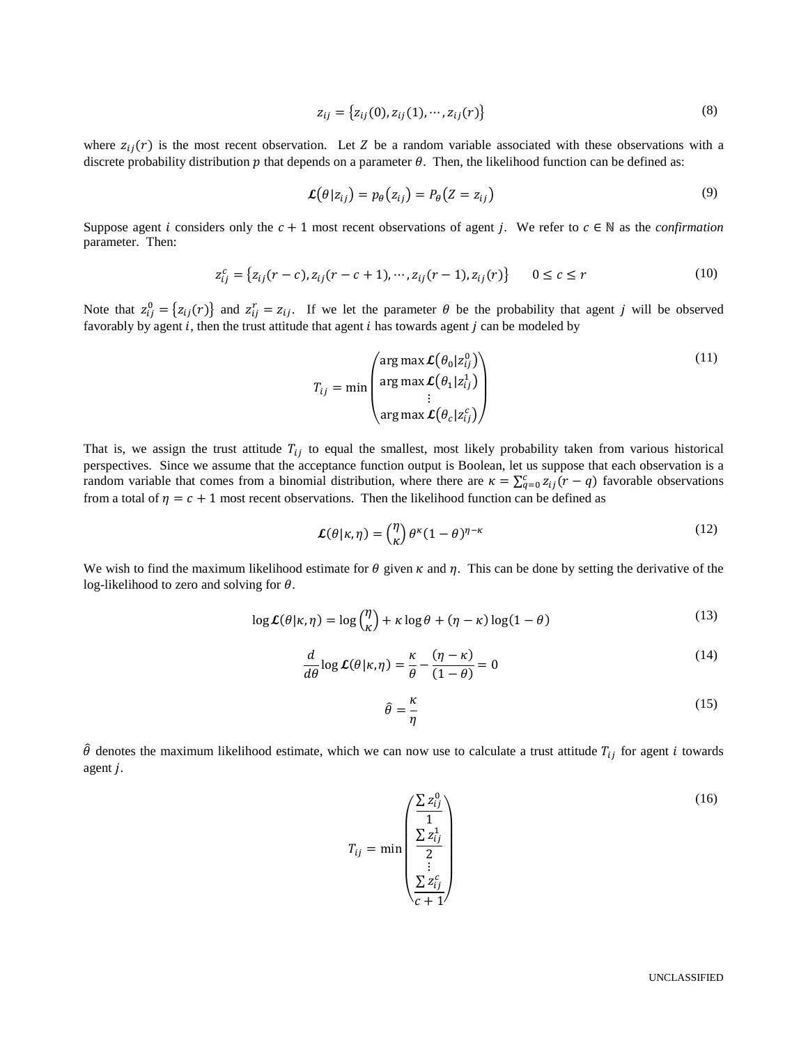$$z_{ij} = \{z_{ij}(0), z_{ij}(1), \cdots, z_{ij}(r)\} \tag{8}$$

where $z_{ij}(r)$ is the most recent observation. Let $Z$ be a random variable associated with these observations with a discrete probability distribution $p$ that depends on a parameter $\theta$. Then, the likelihood function can be defined as:

$$\mathcal{L}(\theta|z_{ij}) = p_\theta(z_{ij}) = P_\theta(Z = z_{ij}) \tag{9}$$

Suppose agent $i$ considers only the $c + 1$ most recent observations of agent $j$. We refer to $c \in \mathbb{N}$ as the *confirmation* parameter. Then:

$$z_{ij}^c = \{z_{ij}(r-c), z_{ij}(r-c+1), \cdots, z_{ij}(r-1), z_{ij}(r)\} \qquad 0 \le c \le r \tag{10}$$

Note that $z_{ij}^0 = \{z_{ij}(r)\}$ and $z_{ij}^r = z_{ij}$. If we let the parameter $\theta$ be the probability that agent $j$ will be observed favorably by agent $i$, then the trust attitude that agent $i$ has towards agent $j$ can be modeled by

$$T_{ij} = \min \begin{pmatrix} \arg\max \mathcal{L}(\theta_0|z_{ij}^0) \\ \arg\max \mathcal{L}(\theta_1|z_{ij}^1) \\ \vdots \\ \arg\max \mathcal{L}(\theta_c|z_{ij}^c) \end{pmatrix} \tag{11}$$

That is, we assign the trust attitude $T_{ij}$ to equal the smallest, most likely probability taken from various historical perspectives. Since we assume that the acceptance function output is Boolean, let us suppose that each observation is a random variable that comes from a binomial distribution, where there are $\kappa = \sum_{q=0}^{c} z_{ij}(r-q)$ favorable observations from a total of $\eta = c + 1$ most recent observations. Then the likelihood function can be defined as

$$\mathcal{L}(\theta|\kappa,\eta) = \binom{\eta}{\kappa}\theta^\kappa(1-\theta)^{\eta-\kappa} \tag{12}$$

We wish to find the maximum likelihood estimate for $\theta$ given $\kappa$ and $\eta$. This can be done by setting the derivative of the log-likelihood to zero and solving for $\theta$.

$$\log \mathcal{L}(\theta|\kappa,\eta) = \log\binom{\eta}{\kappa} + \kappa \log\theta + (\eta - \kappa)\log(1-\theta) \tag{13}$$

$$\frac{d}{d\theta}\log \mathcal{L}(\theta|\kappa,\eta) = \frac{\kappa}{\theta} - \frac{(\eta-\kappa)}{(1-\theta)} = 0 \tag{14}$$

$$\hat{\theta} = \frac{\kappa}{\eta} \tag{15}$$

$\hat{\theta}$ denotes the maximum likelihood estimate, which we can now use to calculate a trust attitude $T_{ij}$ for agent $i$ towards agent $j$.

$$T_{ij} = \min \begin{pmatrix} \frac{\sum z_{ij}^0}{1} \\ \frac{\sum z_{ij}^1}{2} \\ \vdots \\ \frac{\sum z_{ij}^c}{c+1} \end{pmatrix} \tag{16}$$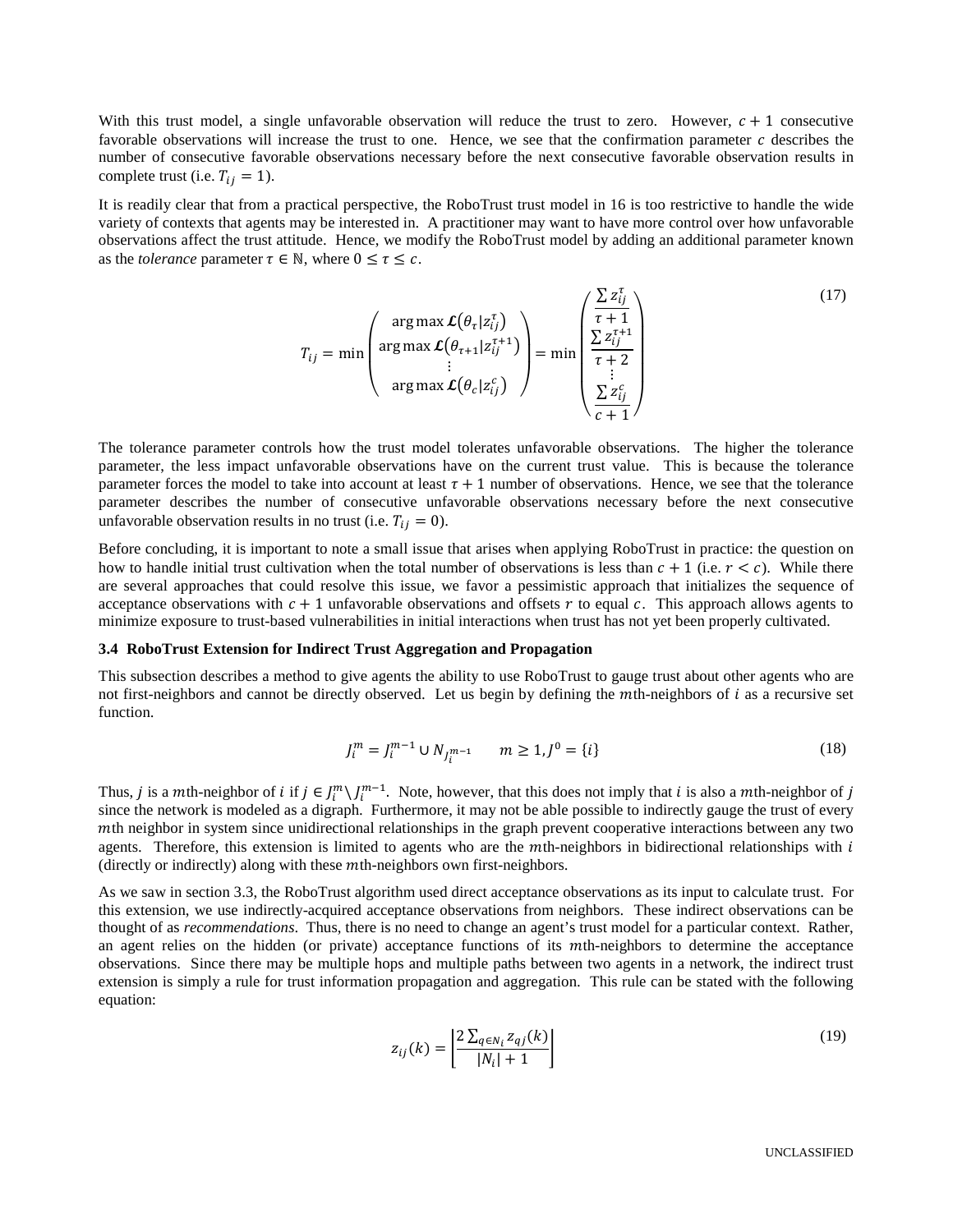With this trust model, a single unfavorable observation will reduce the trust to zero. However, $c + 1$ consecutive favorable observations will increase the trust to one. Hence, we see that the confirmation parameter $c$ describes the number of consecutive favorable observations necessary before the next consecutive favorable observation results in complete trust (i.e. $T_{ij} = 1$).

It is readily clear that from a practical perspective, the RoboTrust trust model in 16 is too restrictive to handle the wide variety of contexts that agents may be interested in. A practitioner may want to have more control over how unfavorable observations affect the trust attitude. Hence, we modify the RoboTrust model by adding an additional parameter known as the *tolerance* parameter $\tau \in \mathbb{N}$, where $0 \leq \tau \leq c$.

$$T_{ij} = \min \begin{pmatrix} \arg\max \boldsymbol{\mathcal{L}}(\theta_\tau | z_{ij}^\tau) \\ \arg\max \boldsymbol{\mathcal{L}}(\theta_{\tau+1} | z_{ij}^{\tau+1}) \\ \vdots \\ \arg\max \boldsymbol{\mathcal{L}}(\theta_c | z_{ij}^c) \end{pmatrix} = \min \begin{pmatrix} \frac{\sum z_{ij}^\tau}{\tau + 1} \\ \frac{\sum z_{ij}^{\tau+1}}{\tau + 2} \\ \vdots \\ \frac{\sum z_{ij}^c}{c + 1} \end{pmatrix} \tag{17}$$

The tolerance parameter controls how the trust model tolerates unfavorable observations. The higher the tolerance parameter, the less impact unfavorable observations have on the current trust value. This is because the tolerance parameter forces the model to take into account at least $\tau + 1$ number of observations. Hence, we see that the tolerance parameter describes the number of consecutive unfavorable observations necessary before the next consecutive unfavorable observation results in no trust (i.e. $T_{ij} = 0$).

Before concluding, it is important to note a small issue that arises when applying RoboTrust in practice: the question on how to handle initial trust cultivation when the total number of observations is less than $c + 1$ (i.e. $r < c$). While there are several approaches that could resolve this issue, we favor a pessimistic approach that initializes the sequence of acceptance observations with $c + 1$ unfavorable observations and offsets $r$ to equal $c$. This approach allows agents to minimize exposure to trust-based vulnerabilities in initial interactions when trust has not yet been properly cultivated.

### 3.4 RoboTrust Extension for Indirect Trust Aggregation and Propagation

This subsection describes a method to give agents the ability to use RoboTrust to gauge trust about other agents who are not first-neighbors and cannot be directly observed. Let us begin by defining the $m$th-neighbors of $i$ as a recursive set function.

$$J_i^m = J_i^{m-1} \cup N_{J_i^{m-1}} \qquad m \geq 1, J^0 = \{i\} \tag{18}$$

Thus, $j$ is a $m$th-neighbor of $i$ if $j \in J_i^m \setminus J_i^{m-1}$. Note, however, that this does not imply that $i$ is also a $m$th-neighbor of $j$ since the network is modeled as a digraph. Furthermore, it may not be able possible to indirectly gauge the trust of every $m$th neighbor in system since unidirectional relationships in the graph prevent cooperative interactions between any two agents. Therefore, this extension is limited to agents who are the $m$th-neighbors in bidirectional relationships with $i$ (directly or indirectly) along with these $m$th-neighbors own first-neighbors.

As we saw in section 3.3, the RoboTrust algorithm used direct acceptance observations as its input to calculate trust. For this extension, we use indirectly-acquired acceptance observations from neighbors. These indirect observations can be thought of as *recommendations*. Thus, there is no need to change an agent's trust model for a particular context. Rather, an agent relies on the hidden (or private) acceptance functions of its $m$th-neighbors to determine the acceptance observations. Since there may be multiple hops and multiple paths between two agents in a network, the indirect trust extension is simply a rule for trust information propagation and aggregation. This rule can be stated with the following equation:

$$z_{ij}(k) = \left\lfloor \frac{2 \sum_{q \in N_i} z_{qj}(k)}{|N_i| + 1} \right\rfloor \tag{19}$$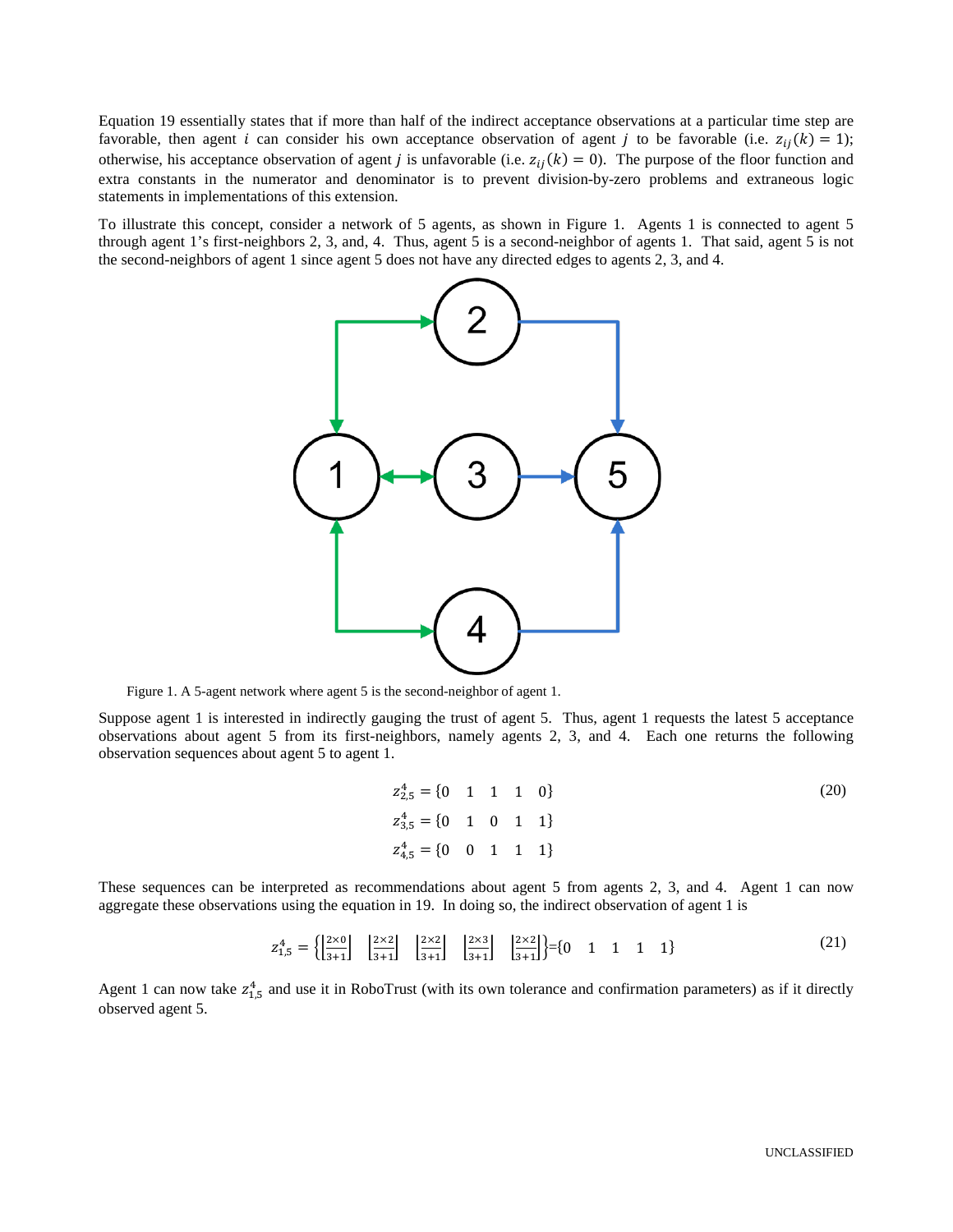Equation 19 essentially states that if more than half of the indirect acceptance observations at a particular time step are favorable, then agent $i$ can consider his own acceptance observation of agent $j$ to be favorable (i.e. $z_{ij}(k) = 1$); otherwise, his acceptance observation of agent $j$ is unfavorable (i.e. $z_{ij}(k) = 0$). The purpose of the floor function and extra constants in the numerator and denominator is to prevent division-by-zero problems and extraneous logic statements in implementations of this extension.

To illustrate this concept, consider a network of 5 agents, as shown in Figure 1. Agents 1 is connected to agent 5 through agent 1's first-neighbors 2, 3, and, 4. Thus, agent 5 is a second-neighbor of agents 1. That said, agent 5 is not the second-neighbors of agent 1 since agent 5 does not have any directed edges to agents 2, 3, and 4.

Figure 1. A 5-agent network where agent 5 is the second-neighbor of agent 1.

Suppose agent 1 is interested in indirectly gauging the trust of agent 5. Thus, agent 1 requests the latest 5 acceptance observations about agent 5 from its first-neighbors, namely agents 2, 3, and 4. Each one returns the following observation sequences about agent 5 to agent 1.

$$
\begin{aligned}
z_{2,5}^{4} &= \{0 \quad 1 \quad 1 \quad 1 \quad 0\} \\
z_{3,5}^{4} &= \{0 \quad 1 \quad 0 \quad 1 \quad 1\} \\
z_{4,5}^{4} &= \{0 \quad 0 \quad 1 \quad 1 \quad 1\}
\end{aligned}
\tag{20}
$$

These sequences can be interpreted as recommendations about agent 5 from agents 2, 3, and 4. Agent 1 can now aggregate these observations using the equation in 19. In doing so, the indirect observation of agent 1 is

$$
z_{1,5}^{4} = \left\{ \left\lfloor \frac{2\times 0}{3+1} \right\rfloor \quad \left\lfloor \frac{2\times 2}{3+1} \right\rfloor \quad \left\lfloor \frac{2\times 2}{3+1} \right\rfloor \quad \left\lfloor \frac{2\times 3}{3+1} \right\rfloor \quad \left\lfloor \frac{2\times 2}{3+1} \right\rfloor \right\} = \{0 \quad 1 \quad 1 \quad 1 \quad 1\}
\tag{21}
$$

Agent 1 can now take $z_{1,5}^{4}$ and use it in RoboTrust (with its own tolerance and confirmation parameters) as if it directly observed agent 5.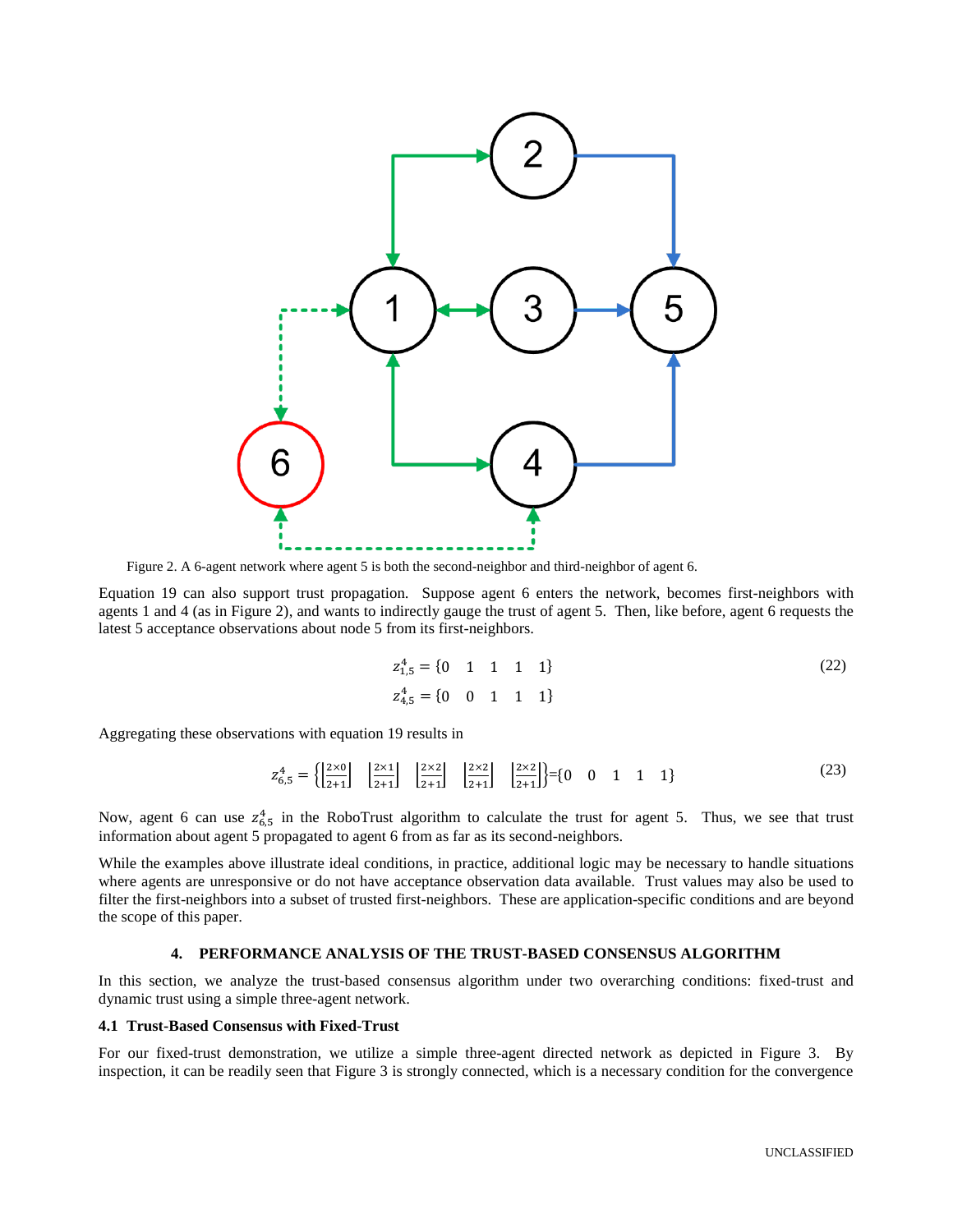Figure 2. A 6-agent network where agent 5 is both the second-neighbor and third-neighbor of agent 6.

Equation 19 can also support trust propagation. Suppose agent 6 enters the network, becomes first-neighbors with agents 1 and 4 (as in Figure 2), and wants to indirectly gauge the trust of agent 5. Then, like before, agent 6 requests the latest 5 acceptance observations about node 5 from its first-neighbors.

$$
\begin{aligned}
z_{1,5}^{4} &= \{0 \quad 1 \quad 1 \quad 1 \quad 1\} \\
z_{4,5}^{4} &= \{0 \quad 0 \quad 1 \quad 1 \quad 1\}
\end{aligned}
\tag{22}
$$

Aggregating these observations with equation 19 results in

$$
z_{6,5}^{4} = \left\{ \left\lfloor \frac{2\times 0}{2+1} \right\rfloor \quad \left\lfloor \frac{2\times 1}{2+1} \right\rfloor \quad \left\lfloor \frac{2\times 2}{2+1} \right\rfloor \quad \left\lfloor \frac{2\times 2}{2+1} \right\rfloor \quad \left\lfloor \frac{2\times 2}{2+1} \right\rfloor \right\} = \{0 \quad 0 \quad 1 \quad 1 \quad 1\}
\tag{23}
$$

Now, agent 6 can use $z_{6,5}^{4}$ in the RoboTrust algorithm to calculate the trust for agent 5. Thus, we see that trust information about agent 5 propagated to agent 6 from as far as its second-neighbors.

While the examples above illustrate ideal conditions, in practice, additional logic may be necessary to handle situations where agents are unresponsive or do not have acceptance observation data available. Trust values may also be used to filter the first-neighbors into a subset of trusted first-neighbors. These are application-specific conditions and are beyond the scope of this paper.

## 4. PERFORMANCE ANALYSIS OF THE TRUST-BASED CONSENSUS ALGORITHM

In this section, we analyze the trust-based consensus algorithm under two overarching conditions: fixed-trust and dynamic trust using a simple three-agent network.

### 4.1 Trust-Based Consensus with Fixed-Trust

For our fixed-trust demonstration, we utilize a simple three-agent directed network as depicted in Figure 3. By inspection, it can be readily seen that Figure 3 is strongly connected, which is a necessary condition for the convergence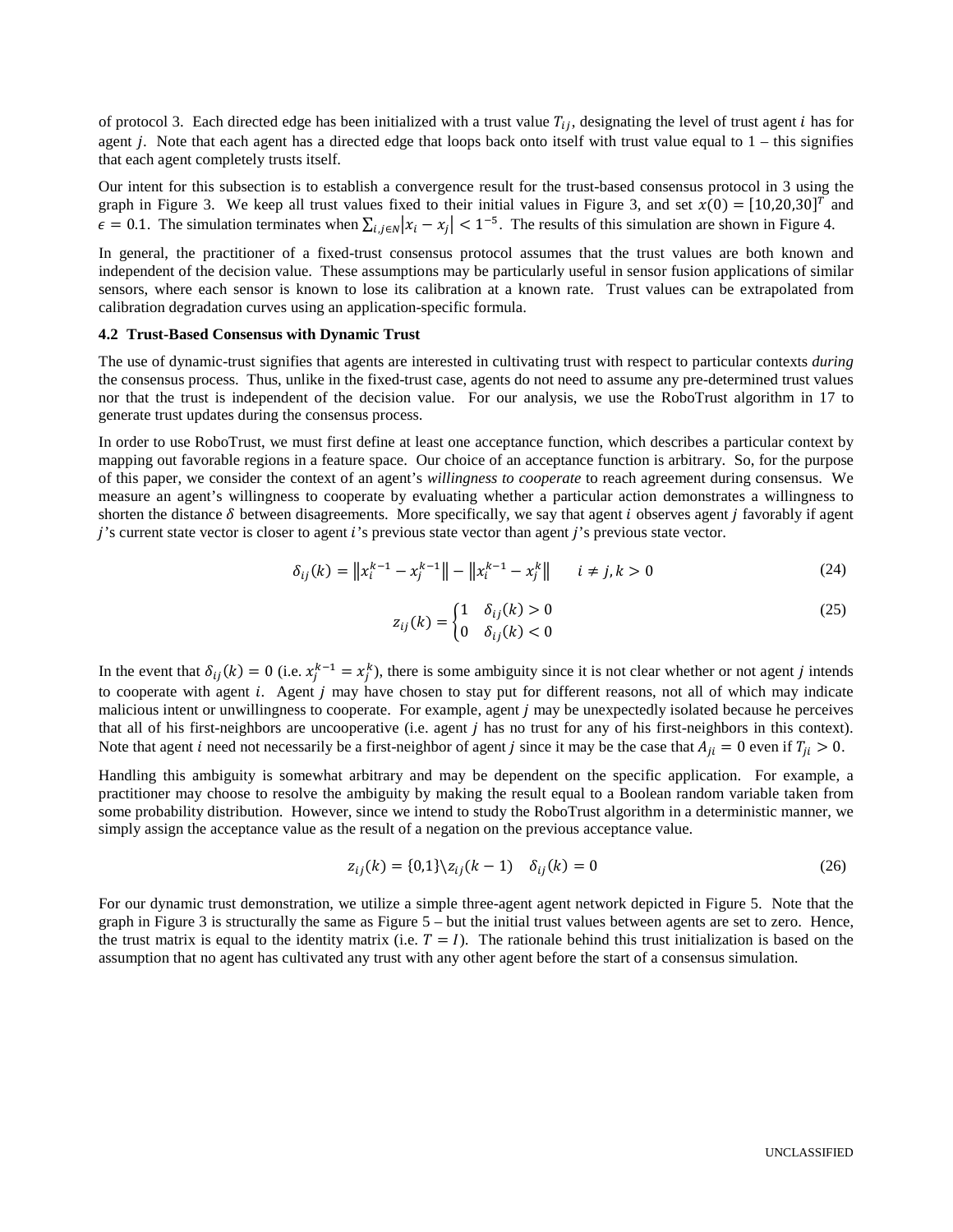of protocol 3. Each directed edge has been initialized with a trust value $T_{ij}$, designating the level of trust agent $i$ has for agent $j$. Note that each agent has a directed edge that loops back onto itself with trust value equal to 1 – this signifies that each agent completely trusts itself.

Our intent for this subsection is to establish a convergence result for the trust-based consensus protocol in 3 using the graph in Figure 3. We keep all trust values fixed to their initial values in Figure 3, and set $x(0) = [10,20,30]^T$ and $\epsilon = 0.1$. The simulation terminates when $\sum_{i,j \in N} |x_i - x_j| < 1^{-5}$. The results of this simulation are shown in Figure 4.

In general, the practitioner of a fixed-trust consensus protocol assumes that the trust values are both known and independent of the decision value. These assumptions may be particularly useful in sensor fusion applications of similar sensors, where each sensor is known to lose its calibration at a known rate. Trust values can be extrapolated from calibration degradation curves using an application-specific formula.

### 4.2 Trust-Based Consensus with Dynamic Trust

The use of dynamic-trust signifies that agents are interested in cultivating trust with respect to particular contexts *during* the consensus process. Thus, unlike in the fixed-trust case, agents do not need to assume any pre-determined trust values nor that the trust is independent of the decision value. For our analysis, we use the RoboTrust algorithm in 17 to generate trust updates during the consensus process.

In order to use RoboTrust, we must first define at least one acceptance function, which describes a particular context by mapping out favorable regions in a feature space. Our choice of an acceptance function is arbitrary. So, for the purpose of this paper, we consider the context of an agent's *willingness to cooperate* to reach agreement during consensus. We measure an agent's willingness to cooperate by evaluating whether a particular action demonstrates a willingness to shorten the distance $\delta$ between disagreements. More specifically, we say that agent $i$ observes agent $j$ favorably if agent $j$'s current state vector is closer to agent $i$'s previous state vector than agent $j$'s previous state vector.

$$\delta_{ij}(k) = \left\| x_i^{k-1} - x_j^{k-1} \right\| - \left\| x_i^{k-1} - x_j^{k} \right\| \qquad i \neq j, k > 0 \tag{24}$$

$$z_{ij}(k) = \begin{cases} 1 & \delta_{ij}(k) > 0 \\ 0 & \delta_{ij}(k) < 0 \end{cases} \tag{25}$$

In the event that $\delta_{ij}(k) = 0$ (i.e. $x_j^{k-1} = x_j^k$), there is some ambiguity since it is not clear whether or not agent $j$ intends to cooperate with agent $i$. Agent $j$ may have chosen to stay put for different reasons, not all of which may indicate malicious intent or unwillingness to cooperate. For example, agent $j$ may be unexpectedly isolated because he perceives that all of his first-neighbors are uncooperative (i.e. agent $j$ has no trust for any of his first-neighbors in this context). Note that agent $i$ need not necessarily be a first-neighbor of agent $j$ since it may be the case that $A_{ji} = 0$ even if $T_{ji} > 0$.

Handling this ambiguity is somewhat arbitrary and may be dependent on the specific application. For example, a practitioner may choose to resolve the ambiguity by making the result equal to a Boolean random variable taken from some probability distribution. However, since we intend to study the RoboTrust algorithm in a deterministic manner, we simply assign the acceptance value as the result of a negation on the previous acceptance value.

$$z_{ij}(k) = \{0,1\} \setminus z_{ij}(k-1) \quad \delta_{ij}(k) = 0 \tag{26}$$

For our dynamic trust demonstration, we utilize a simple three-agent agent network depicted in Figure 5. Note that the graph in Figure 3 is structurally the same as Figure 5 – but the initial trust values between agents are set to zero. Hence, the trust matrix is equal to the identity matrix (i.e. $T = I$). The rationale behind this trust initialization is based on the assumption that no agent has cultivated any trust with any other agent before the start of a consensus simulation.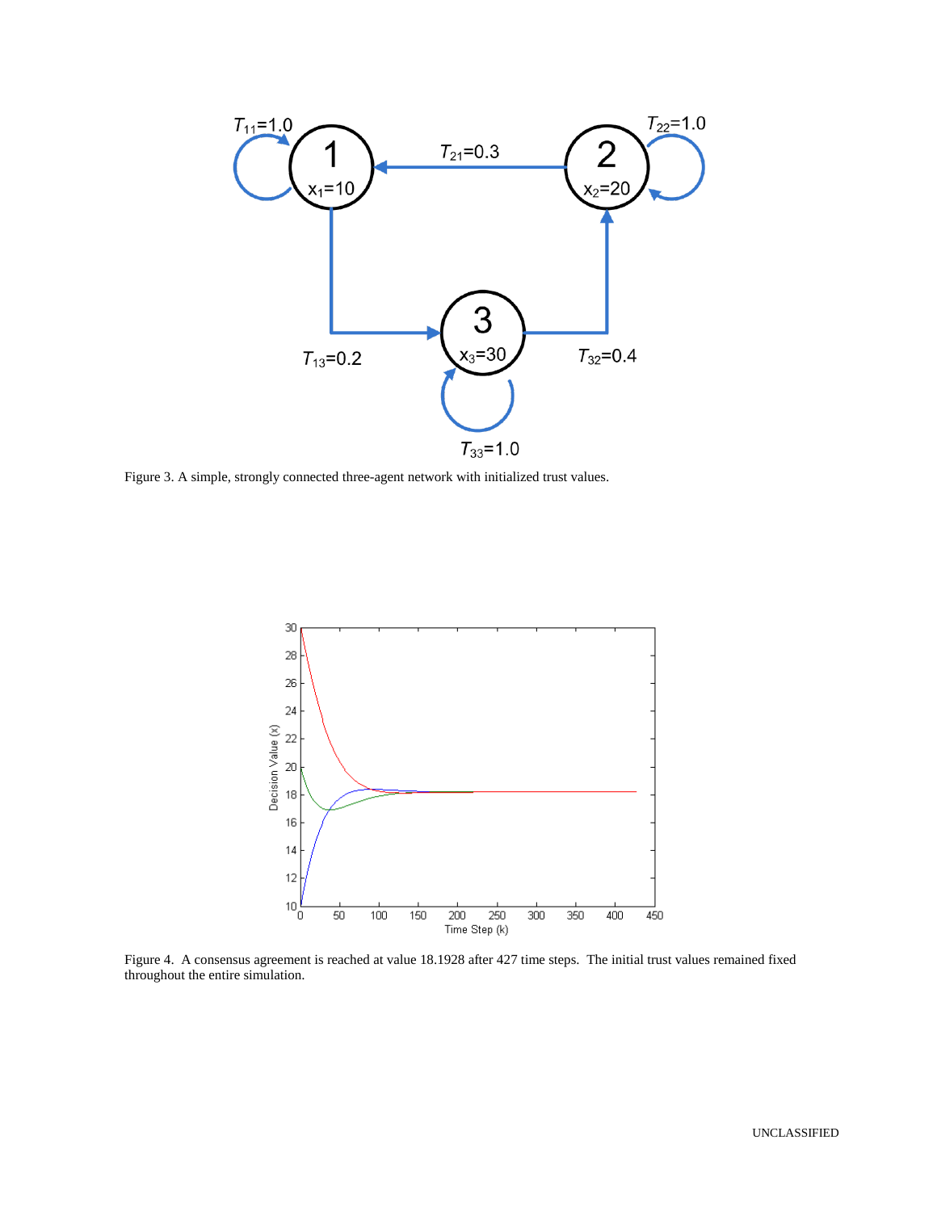Figure 3. A simple, strongly connected three-agent network with initialized trust values.

Figure 4. A consensus agreement is reached at value 18.1928 after 427 time steps. The initial trust values remained fixed throughout the entire simulation.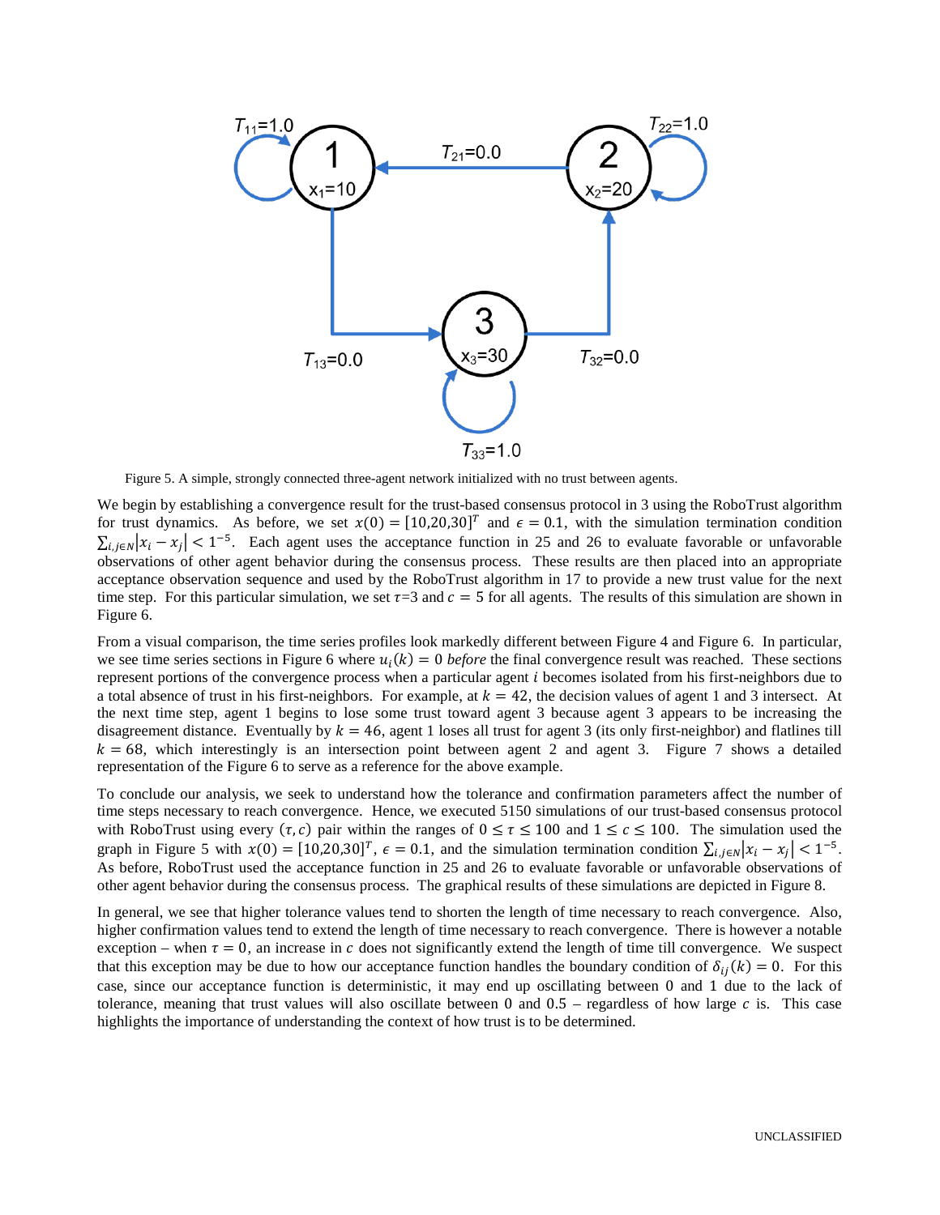Figure 5. A simple, strongly connected three-agent network initialized with no trust between agents.

We begin by establishing a convergence result for the trust-based consensus protocol in 3 using the RoboTrust algorithm for trust dynamics. As before, we set $x(0) = [10,20,30]^T$ and $\epsilon = 0.1$, with the simulation termination condition $\sum_{i,j \in N} |x_i - x_j| < 1^{-5}$. Each agent uses the acceptance function in 25 and 26 to evaluate favorable or unfavorable observations of other agent behavior during the consensus process. These results are then placed into an appropriate acceptance observation sequence and used by the RoboTrust algorithm in 17 to provide a new trust value for the next time step. For this particular simulation, we set $\tau$=3 and $c = 5$ for all agents. The results of this simulation are shown in Figure 6.

From a visual comparison, the time series profiles look markedly different between Figure 4 and Figure 6. In particular, we see time series sections in Figure 6 where $u_i(k) = 0$ *before* the final convergence result was reached. These sections represent portions of the convergence process when a particular agent $i$ becomes isolated from his first-neighbors due to a total absence of trust in his first-neighbors. For example, at $k = 42$, the decision values of agent 1 and 3 intersect. At the next time step, agent 1 begins to lose some trust toward agent 3 because agent 3 appears to be increasing the disagreement distance. Eventually by $k = 46$, agent 1 loses all trust for agent 3 (its only first-neighbor) and flatlines till $k = 68$, which interestingly is an intersection point between agent 2 and agent 3. Figure 7 shows a detailed representation of the Figure 6 to serve as a reference for the above example.

To conclude our analysis, we seek to understand how the tolerance and confirmation parameters affect the number of time steps necessary to reach convergence. Hence, we executed 5150 simulations of our trust-based consensus protocol with RoboTrust using every $(\tau, c)$ pair within the ranges of $0 \leq \tau \leq 100$ and $1 \leq c \leq 100$. The simulation used the graph in Figure 5 with $x(0) = [10,20,30]^T$, $\epsilon = 0.1$, and the simulation termination condition $\sum_{i,j \in N} |x_i - x_j| < 1^{-5}$. As before, RoboTrust used the acceptance function in 25 and 26 to evaluate favorable or unfavorable observations of other agent behavior during the consensus process. The graphical results of these simulations are depicted in Figure 8.

In general, we see that higher tolerance values tend to shorten the length of time necessary to reach convergence. Also, higher confirmation values tend to extend the length of time necessary to reach convergence. There is however a notable exception – when $\tau = 0$, an increase in $c$ does not significantly extend the length of time till convergence. We suspect that this exception may be due to how our acceptance function handles the boundary condition of $\delta_{ij}(k) = 0$. For this case, since our acceptance function is deterministic, it may end up oscillating between 0 and 1 due to the lack of tolerance, meaning that trust values will also oscillate between 0 and 0.5 – regardless of how large $c$ is. This case highlights the importance of understanding the context of how trust is to be determined.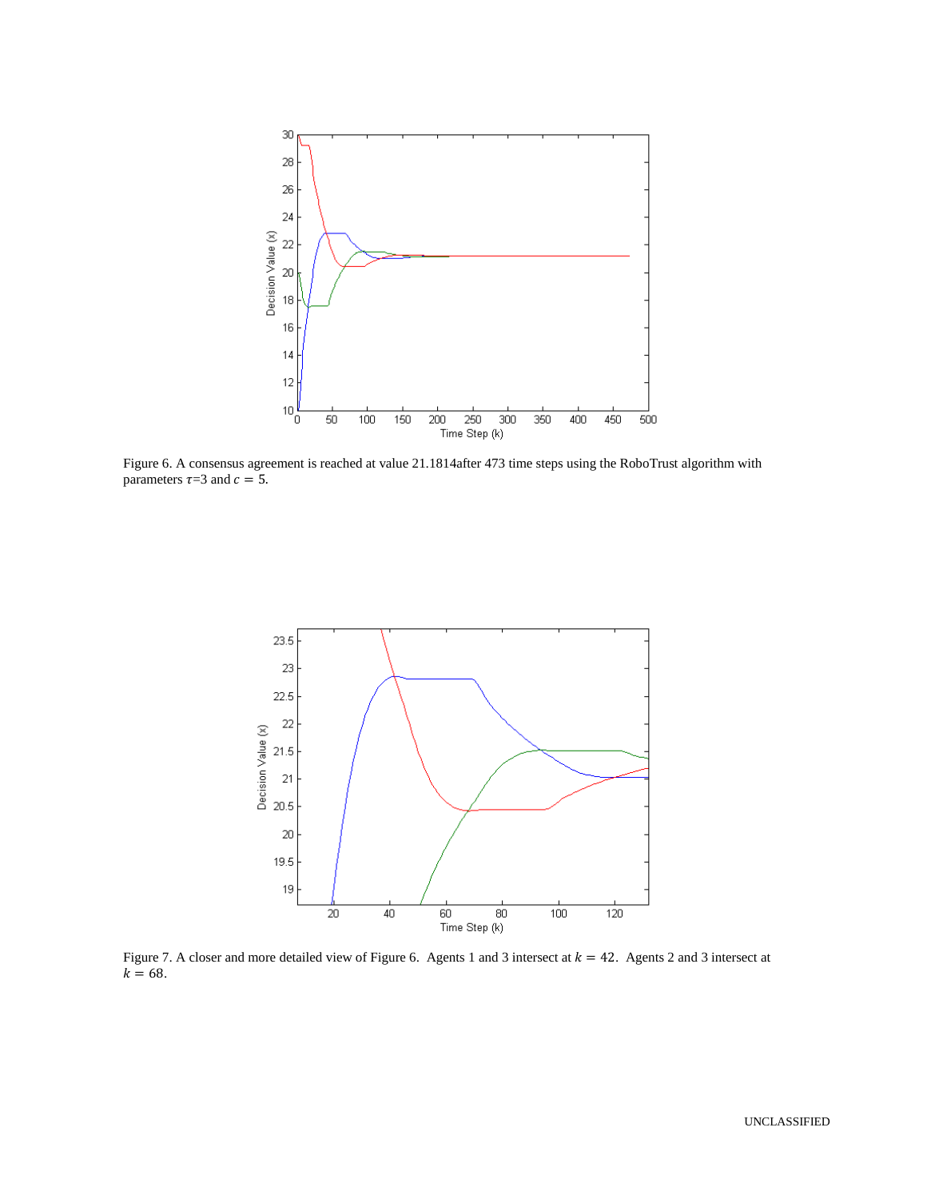Figure 6. A consensus agreement is reached at value 21.1814after 473 time steps using the RoboTrust algorithm with parameters $\tau$=3 and $c = 5$.

Figure 7. A closer and more detailed view of Figure 6. Agents 1 and 3 intersect at $k = 42$. Agents 2 and 3 intersect at $k = 68$.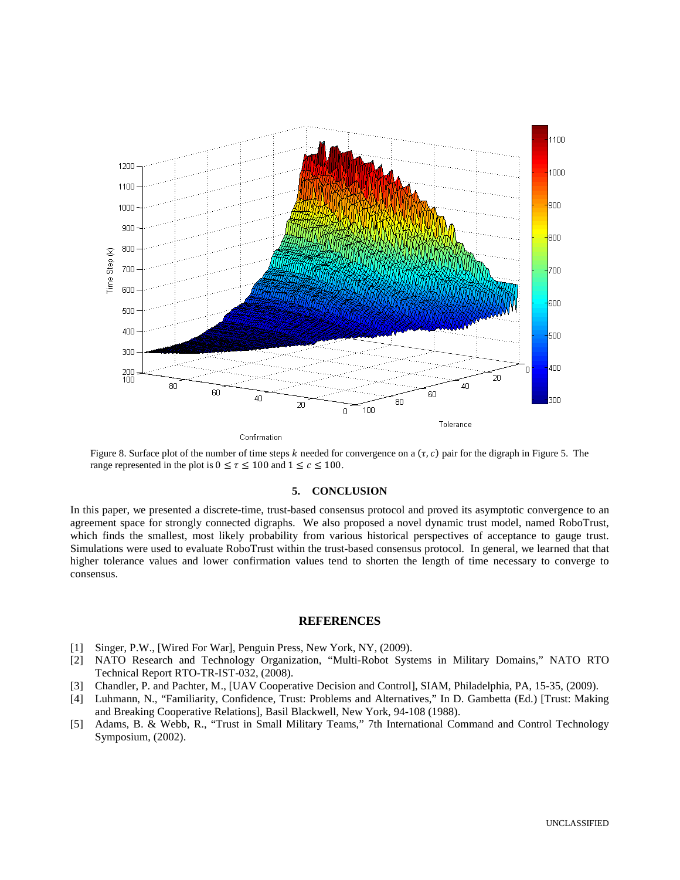Figure 8. Surface plot of the number of time steps $k$ needed for convergence on a $(\tau, c)$ pair for the digraph in Figure 5. The range represented in the plot is $0 \leq \tau \leq 100$ and $1 \leq c \leq 100$.

## 5. CONCLUSION

In this paper, we presented a discrete-time, trust-based consensus protocol and proved its asymptotic convergence to an agreement space for strongly connected digraphs. We also proposed a novel dynamic trust model, named RoboTrust, which finds the smallest, most likely probability from various historical perspectives of acceptance to gauge trust. Simulations were used to evaluate RoboTrust within the trust-based consensus protocol. In general, we learned that that higher tolerance values and lower confirmation values tend to shorten the length of time necessary to converge to consensus.

## REFERENCES

[1] Singer, P.W., [Wired For War], Penguin Press, New York, NY, (2009).

[2] NATO Research and Technology Organization, "Multi-Robot Systems in Military Domains," NATO RTO Technical Report RTO-TR-IST-032, (2008).

[3] Chandler, P. and Pachter, M., [UAV Cooperative Decision and Control], SIAM, Philadelphia, PA, 15-35, (2009).

[4] Luhmann, N., "Familiarity, Confidence, Trust: Problems and Alternatives," In D. Gambetta (Ed.) [Trust: Making and Breaking Cooperative Relations], Basil Blackwell, New York, 94-108 (1988).

[5] Adams, B. & Webb, R., "Trust in Small Military Teams," 7th International Command and Control Technology Symposium, (2002).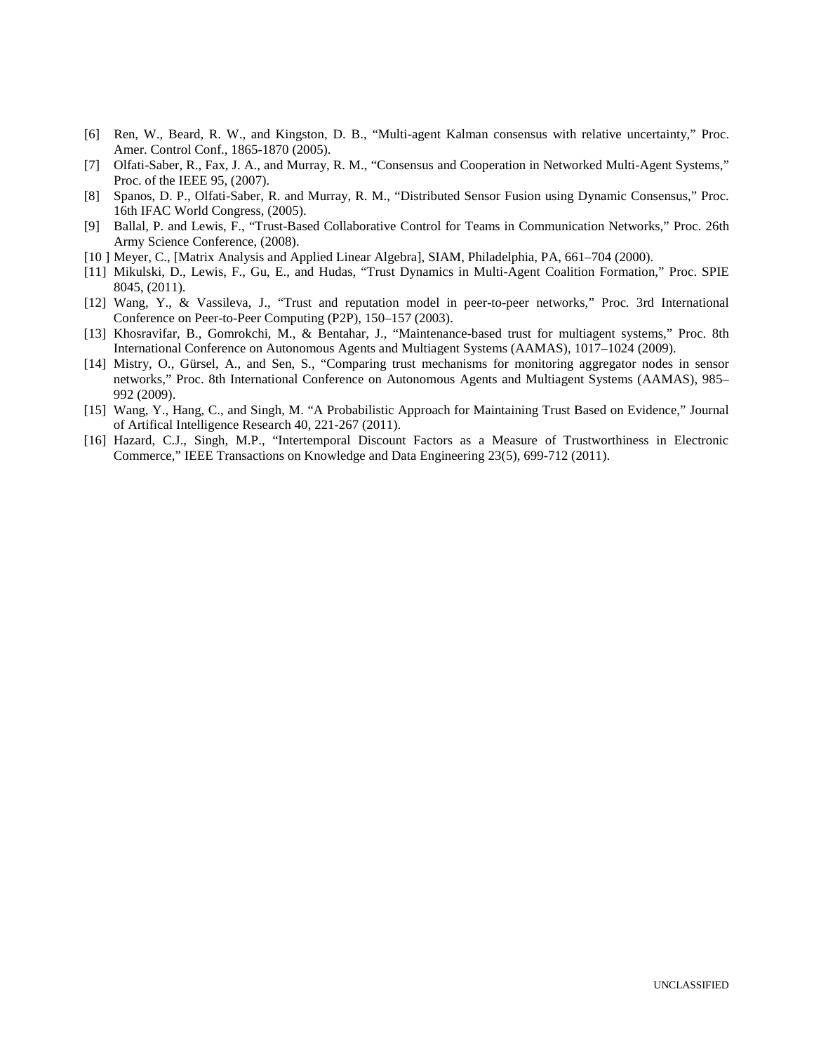[6] Ren, W., Beard, R. W., and Kingston, D. B., "Multi-agent Kalman consensus with relative uncertainty," Proc. Amer. Control Conf., 1865-1870 (2005).

[7] Olfati-Saber, R., Fax, J. A., and Murray, R. M., "Consensus and Cooperation in Networked Multi-Agent Systems," Proc. of the IEEE 95, (2007).

[8] Spanos, D. P., Olfati-Saber, R. and Murray, R. M., "Distributed Sensor Fusion using Dynamic Consensus," Proc. 16th IFAC World Congress, (2005).

[9] Ballal, P. and Lewis, F., "Trust-Based Collaborative Control for Teams in Communication Networks," Proc. 26th Army Science Conference, (2008).

[10 ] Meyer, C., [Matrix Analysis and Applied Linear Algebra], SIAM, Philadelphia, PA, 661–704 (2000).

[11] Mikulski, D., Lewis, F., Gu, E., and Hudas, "Trust Dynamics in Multi-Agent Coalition Formation," Proc. SPIE 8045, (2011).

[12] Wang, Y., & Vassileva, J., "Trust and reputation model in peer-to-peer networks," Proc. 3rd International Conference on Peer-to-Peer Computing (P2P), 150–157 (2003).

[13] Khosravifar, B., Gomrokchi, M., & Bentahar, J., "Maintenance-based trust for multiagent systems," Proc. 8th International Conference on Autonomous Agents and Multiagent Systems (AAMAS), 1017–1024 (2009).

[14] Mistry, O., Gürsel, A., and Sen, S., "Comparing trust mechanisms for monitoring aggregator nodes in sensor networks," Proc. 8th International Conference on Autonomous Agents and Multiagent Systems (AAMAS), 985–992 (2009).

[15] Wang, Y., Hang, C., and Singh, M. "A Probabilistic Approach for Maintaining Trust Based on Evidence," Journal of Artifical Intelligence Research 40, 221-267 (2011).

[16] Hazard, C.J., Singh, M.P., "Intertemporal Discount Factors as a Measure of Trustworthiness in Electronic Commerce," IEEE Transactions on Knowledge and Data Engineering 23(5), 699-712 (2011).